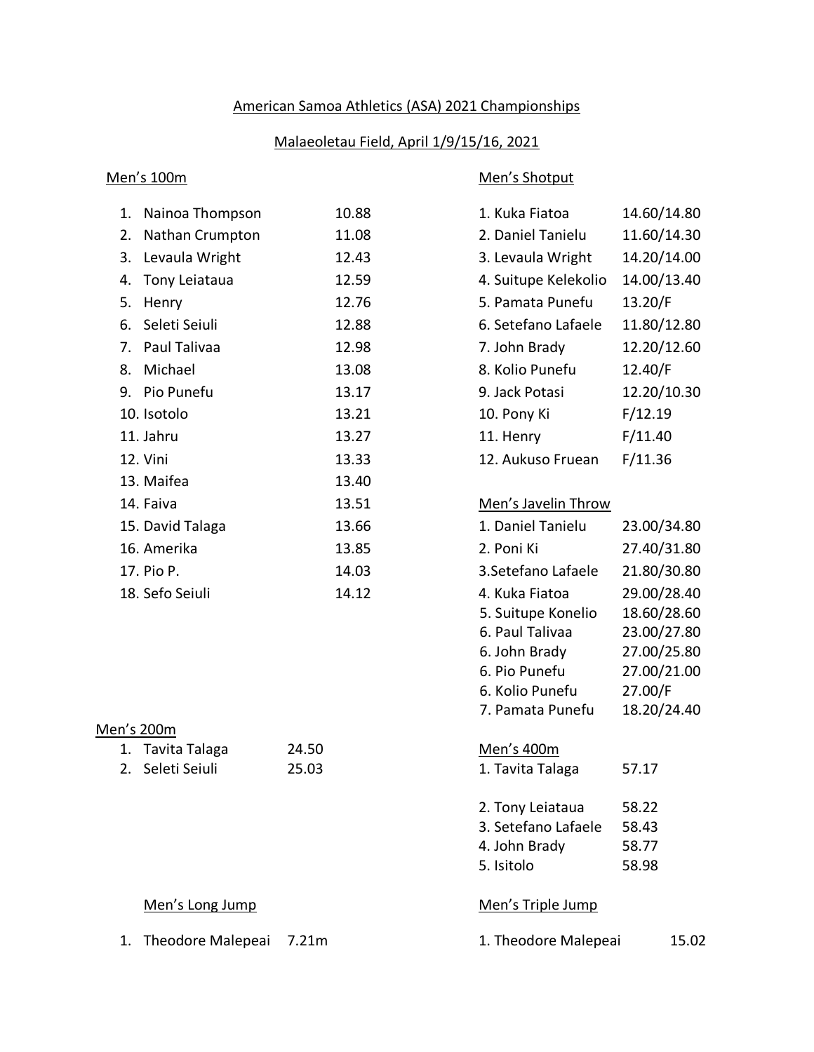American Samoa Athletics (ASA) 2021 Championships

Malaeoletau Field, April 1/9/15/16, 2021

Men's 100m

1. Nainoa Thompson 10.88
2. Nathan Crumpton 11.08
3. Levaula Wright 12.43
4. Tony Leiataua 12.59
5. Henry 12.76
6. Seleti Seiuli 12.88
7. Paul Talivaa 12.98
8. Michael 13.08
9. Pio Punefu 13.17
10. Isotolo 13.21
11. Jahru 13.27
12. Vini 13.33
13. Maifea 13.40
14. Faiva 13.51
15. David Talaga 13.66
16. Amerika 13.85
17. Pio P. 14.03
18. Sefo Seiuli 14.12

Men's Shotput

1. Kuka Fiatoa 14.60/14.80
2. Daniel Tanielu 11.60/14.30
3. Levaula Wright 14.20/14.00
4. Suitupe Kelekolio 14.00/13.40
5. Pamata Punefu 13.20/F
6. Setefano Lafaele 11.80/12.80
7. John Brady 12.20/12.60
8. Kolio Punefu 12.40/F
9. Jack Potasi 12.20/10.30
10. Pony Ki F/12.19
11. Henry F/11.40
12. Aukuso Fruean F/11.36

Men's Javelin Throw

1. Daniel Tanielu 23.00/34.80
2. Poni Ki 27.40/31.80
3.Setefano Lafaele 21.80/30.80
4. Kuka Fiatoa 29.00/28.40
5. Suitupe Konelio 18.60/28.60
6. Paul Talivaa 23.00/27.80
6. John Brady 27.00/25.80
6. Pio Punefu 27.00/21.00
6. Kolio Punefu 27.00/F
7. Pamata Punefu 18.20/24.40

Men's 200m

1. Tavita Talaga 24.50
2. Seleti Seiuli 25.03

Men's 400m

1. Tavita Talaga 57.17
2. Tony Leiataua 58.22
3. Setefano Lafaele 58.43
4. John Brady 58.77
5. Isitolo 58.98

Men's Long Jump

1. Theodore Malepeai 7.21m

Men's Triple Jump

1. Theodore Malepeai 15.02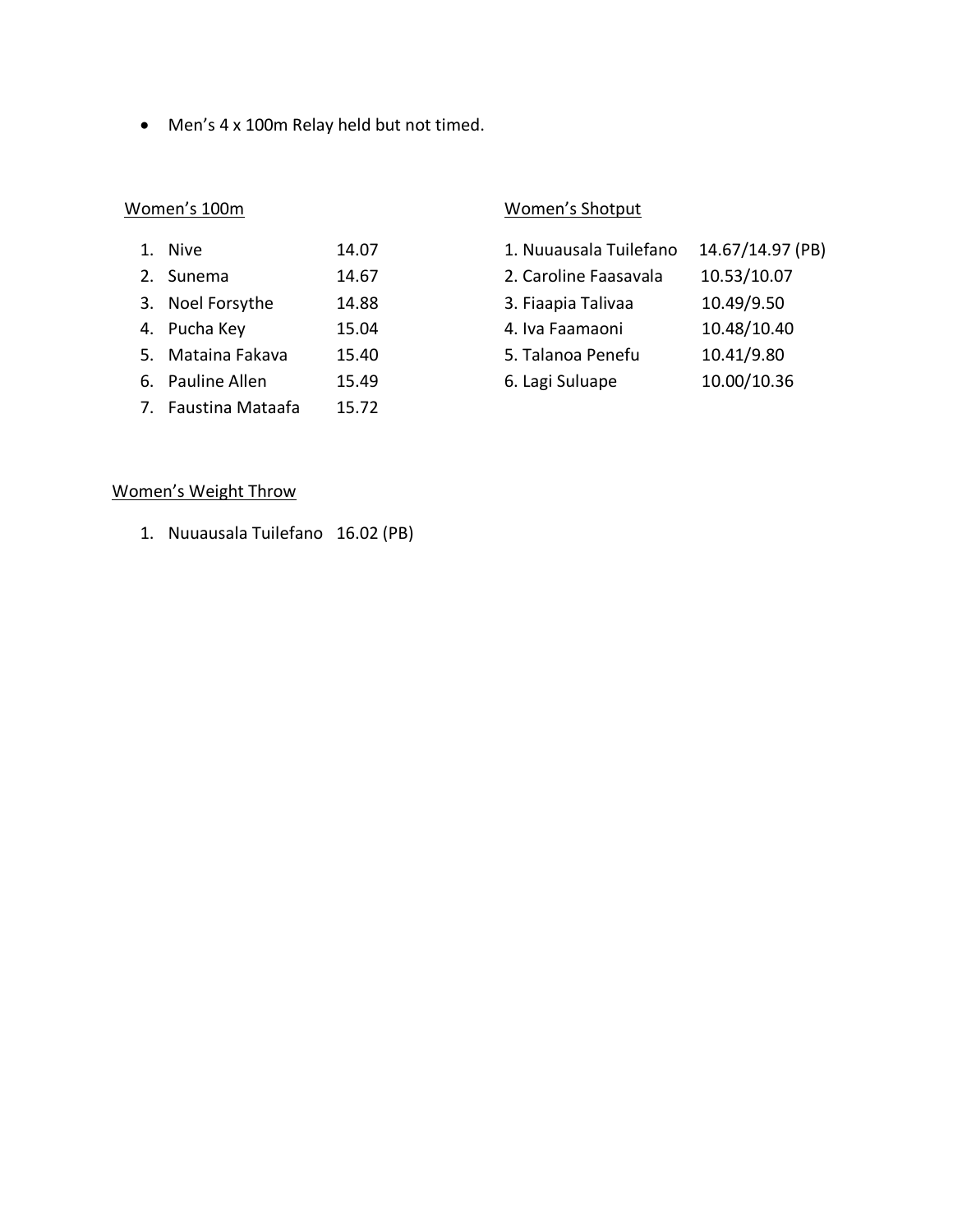- Men's 4 x 100m Relay held but not timed.

Women's 100m

1. Nive 14.07
2. Sunema 14.67
3. Noel Forsythe 14.88
4. Pucha Key 15.04
5. Mataina Fakava 15.40
6. Pauline Allen 15.49
7. Faustina Mataafa 15.72

Women's Shotput

1. Nuuausala Tuilefano 14.67/14.97 (PB)
2. Caroline Faasavala 10.53/10.07
3. Fiaapia Talivaa 10.49/9.50
4. Iva Faamaoni 10.48/10.40
5. Talanoa Penefu 10.41/9.80
6. Lagi Suluape 10.00/10.36

Women's Weight Throw

1. Nuuausala Tuilefano 16.02 (PB)